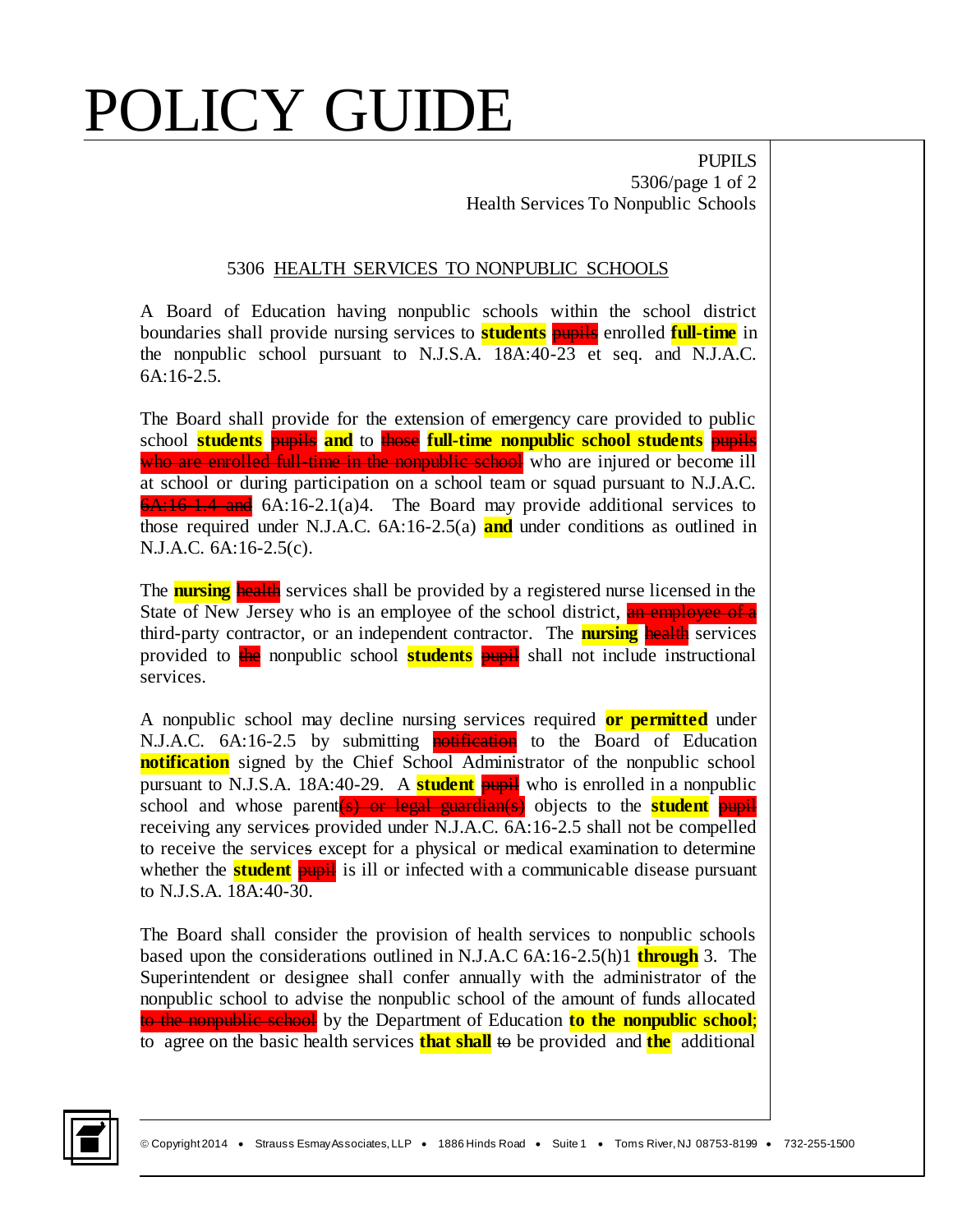# POLICY GUIDE

## 5306 HEALTH SERVICES TO NONPUBLIC SCHOOLS

A Board of Education having nonpublic schools within the school district boundaries shall provide nursing services to **students** ~~pupils~~ enrolled **full-time** in the nonpublic school pursuant to N.J.S.A. 18A:40-23 et seq. and N.J.A.C. 6A:16-2.5.

The Board shall provide for the extension of emergency care provided to public school **students** ~~pupils~~ **and** to ~~those~~ **full-time nonpublic school students** ~~pupils who are enrolled full-time in the nonpublic school~~ who are injured or become ill at school or during participation on a school team or squad pursuant to N.J.A.C. ~~6A:16-1.4 and~~ 6A:16-2.1(a)4. The Board may provide additional services to those required under N.J.A.C. 6A:16-2.5(a) **and** under conditions as outlined in N.J.A.C. 6A:16-2.5(c).

The **nursing** ~~health~~ services shall be provided by a registered nurse licensed in the State of New Jersey who is an employee of the school district, ~~an employee of a~~ third-party contractor, or an independent contractor. The **nursing** ~~health~~ services provided to ~~the~~ nonpublic school **students** ~~pupil~~ shall not include instructional services.

A nonpublic school may decline nursing services required **or permitted** under N.J.A.C. 6A:16-2.5 by submitting ~~notification~~ to the Board of Education **notification** signed by the Chief School Administrator of the nonpublic school pursuant to N.J.S.A. 18A:40-29. A **student** ~~pupil~~ who is enrolled in a nonpublic school and whose parent~~(s) or legal guardian(s)~~ objects to the **student** ~~pupil~~ receiving any services provided under N.J.A.C. 6A:16-2.5 shall not be compelled to receive the services except for a physical or medical examination to determine whether the **student** ~~pupil~~ is ill or infected with a communicable disease pursuant to N.J.S.A. 18A:40-30.

The Board shall consider the provision of health services to nonpublic schools based upon the considerations outlined in N.J.A.C 6A:16-2.5(h)1 **through** 3. The Superintendent or designee shall confer annually with the administrator of the nonpublic school to advise the nonpublic school of the amount of funds allocated ~~to the nonpublic school~~ by the Department of Education **to the nonpublic school**; to agree on the basic health services **that shall** ~~to~~ be provided and **the** additional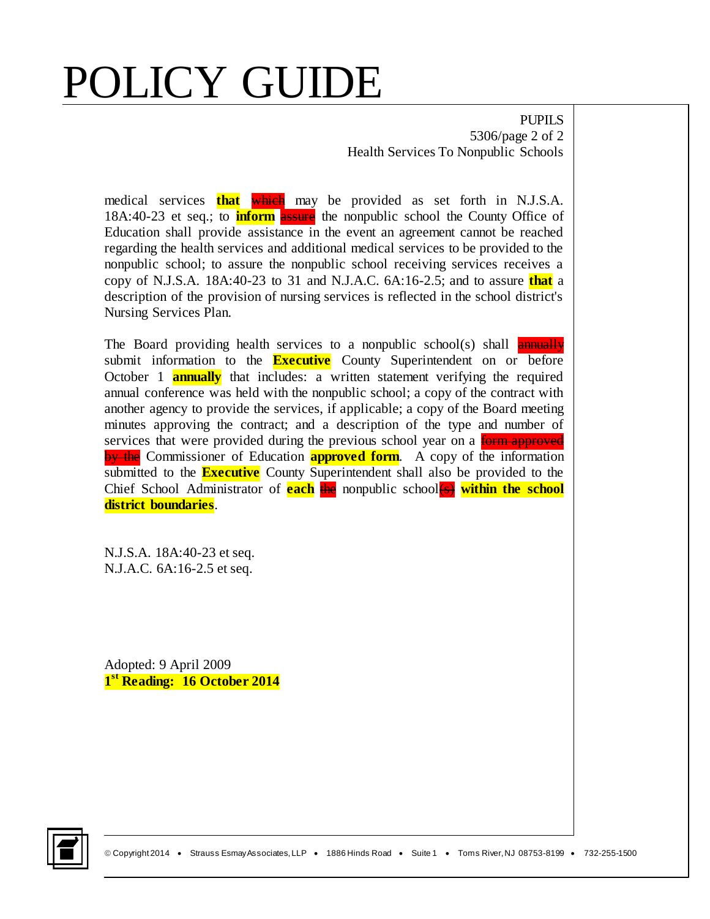medical services **that** ~~which~~ may be provided as set forth in N.J.S.A. 18A:40-23 et seq.; to **inform** ~~assure~~ the nonpublic school the County Office of Education shall provide assistance in the event an agreement cannot be reached regarding the health services and additional medical services to be provided to the nonpublic school; to assure the nonpublic school receiving services receives a copy of N.J.S.A. 18A:40-23 to 31 and N.J.A.C. 6A:16-2.5; and to assure **that** a description of the provision of nursing services is reflected in the school district's Nursing Services Plan.

The Board providing health services to a nonpublic school(s) shall ~~annually~~ submit information to the **Executive** County Superintendent on or before October 1 **annually** that includes: a written statement verifying the required annual conference was held with the nonpublic school; a copy of the contract with another agency to provide the services, if applicable; a copy of the Board meeting minutes approving the contract; and a description of the type and number of services that were provided during the previous school year on a ~~form approved by the~~ Commissioner of Education **approved form**. A copy of the information submitted to the **Executive** County Superintendent shall also be provided to the Chief School Administrator of **each** ~~the~~ nonpublic school~~(s)~~ **within the school district boundaries**.

N.J.S.A. 18A:40-23 et seq.
N.J.A.C. 6A:16-2.5 et seq.

Adopted: 9 April 2009
**1st Reading: 16 October 2014**